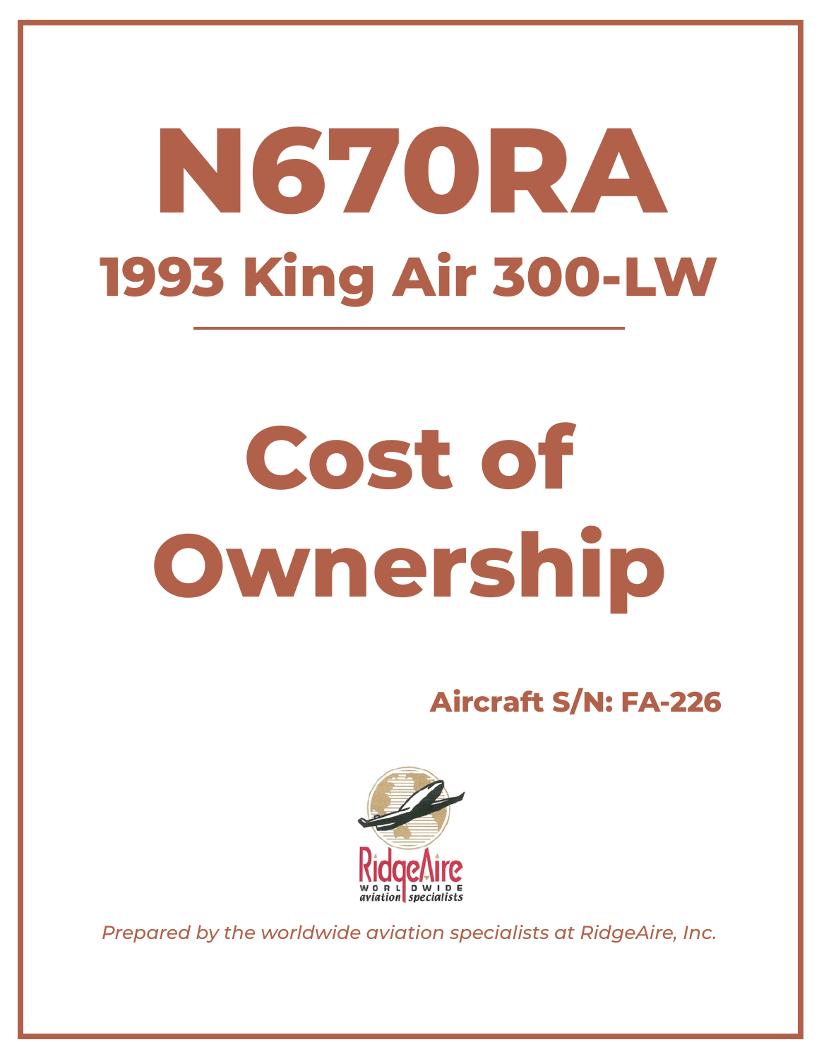# N670RA

## 1993 King Air 300-LW

# Cost of Ownership

**Aircraft S/N: FA-226**

RidgeAire WORLDWIDE aviation specialists

*Prepared by the worldwide aviation specialists at RidgeAire, Inc.*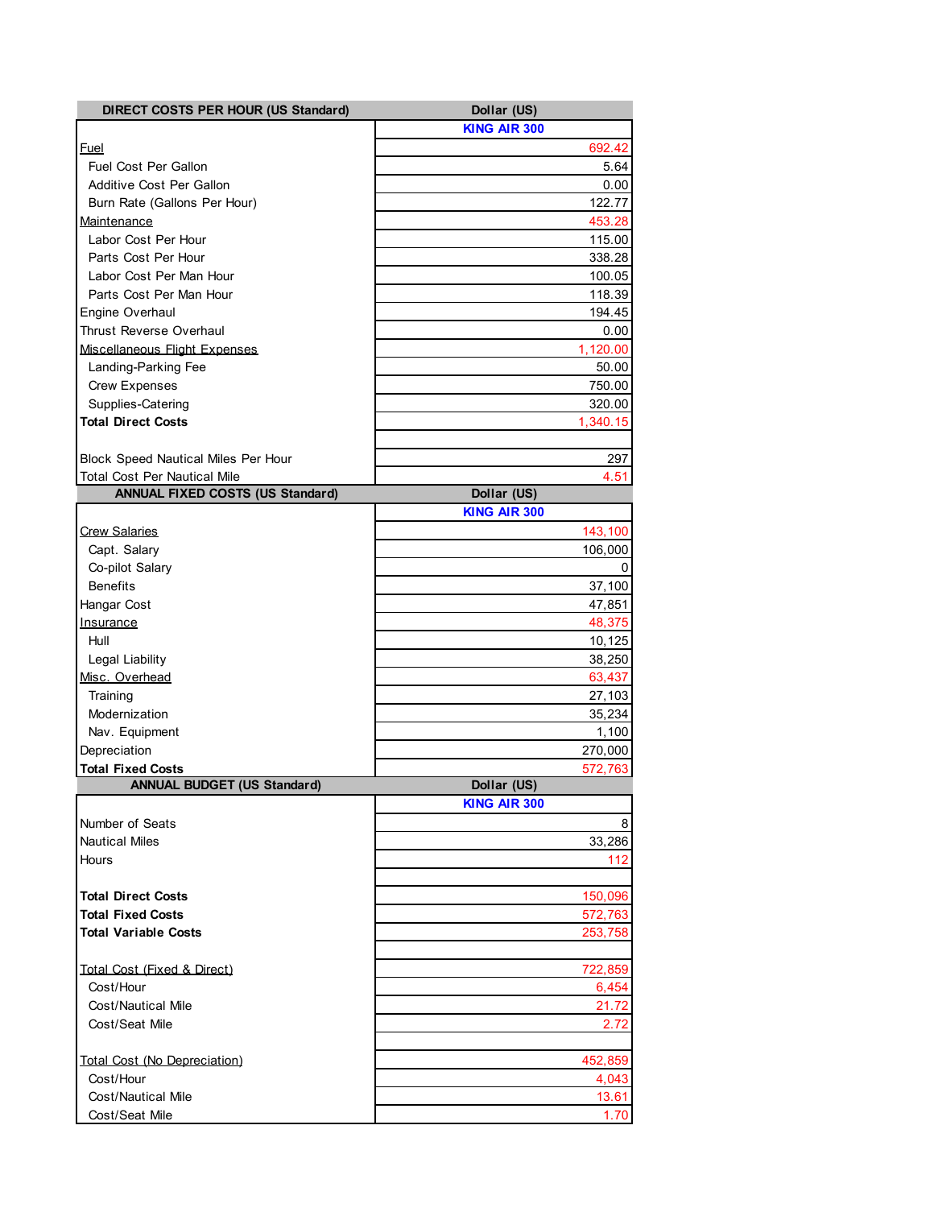| DIRECT COSTS PER HOUR (US Standard) | Dollar (US) |
| --- | --- |
| | KING AIR 300 |
| Fuel | 692.42 |
| Fuel Cost Per Gallon | 5.64 |
| Additive Cost Per Gallon | 0.00 |
| Burn Rate (Gallons Per Hour) | 122.77 |
| Maintenance | 453.28 |
| Labor Cost Per Hour | 115.00 |
| Parts Cost Per Hour | 338.28 |
| Labor Cost Per Man Hour | 100.05 |
| Parts Cost Per Man Hour | 118.39 |
| Engine Overhaul | 194.45 |
| Thrust Reverse Overhaul | 0.00 |
| Miscellaneous Flight Expenses | 1,120.00 |
| Landing-Parking Fee | 50.00 |
| Crew Expenses | 750.00 |
| Supplies-Catering | 320.00 |
| **Total Direct Costs** | 1,340.15 |
| | |
| Block Speed Nautical Miles Per Hour | 297 |
| Total Cost Per Nautical Mile | 4.51 |

| ANNUAL FIXED COSTS (US Standard) | Dollar (US) |
| --- | --- |
| | KING AIR 300 |
| Crew Salaries | 143,100 |
| Capt. Salary | 106,000 |
| Co-pilot Salary | 0 |
| Benefits | 37,100 |
| Hangar Cost | 47,851 |
| Insurance | 48,375 |
| Hull | 10,125 |
| Legal Liability | 38,250 |
| Misc. Overhead | 63,437 |
| Training | 27,103 |
| Modernization | 35,234 |
| Nav. Equipment | 1,100 |
| Depreciation | 270,000 |
| **Total Fixed Costs** | 572,763 |

| ANNUAL BUDGET (US Standard) | Dollar (US) |
| --- | --- |
| | KING AIR 300 |
| Number of Seats | 8 |
| Nautical Miles | 33,286 |
| Hours | 112 |
| | |
| **Total Direct Costs** | 150,096 |
| **Total Fixed Costs** | 572,763 |
| **Total Variable Costs** | 253,758 |
| | |
| Total Cost (Fixed & Direct) | 722,859 |
| Cost/Hour | 6,454 |
| Cost/Nautical Mile | 21.72 |
| Cost/Seat Mile | 2.72 |
| | |
| Total Cost (No Depreciation) | 452,859 |
| Cost/Hour | 4,043 |
| Cost/Nautical Mile | 13.61 |
| Cost/Seat Mile | 1.70 |